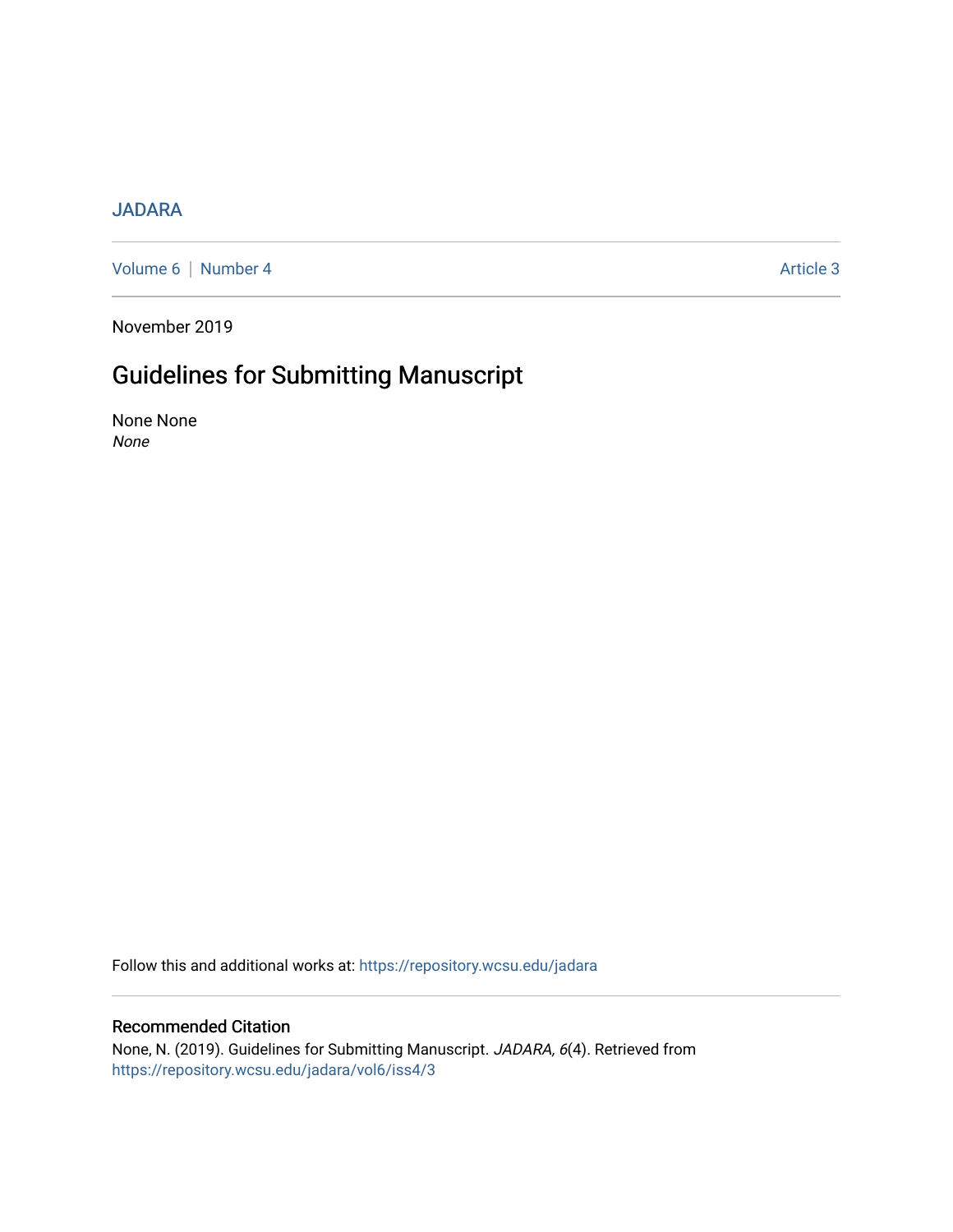JADARA

Volume 6 | Number 4 Article 3

November 2019

# Guidelines for Submitting Manuscript

None None
*None*

Follow this and additional works at: https://repository.wcsu.edu/jadara

## Recommended Citation

None, N. (2019). Guidelines for Submitting Manuscript. *JADARA, 6*(4). Retrieved from https://repository.wcsu.edu/jadara/vol6/iss4/3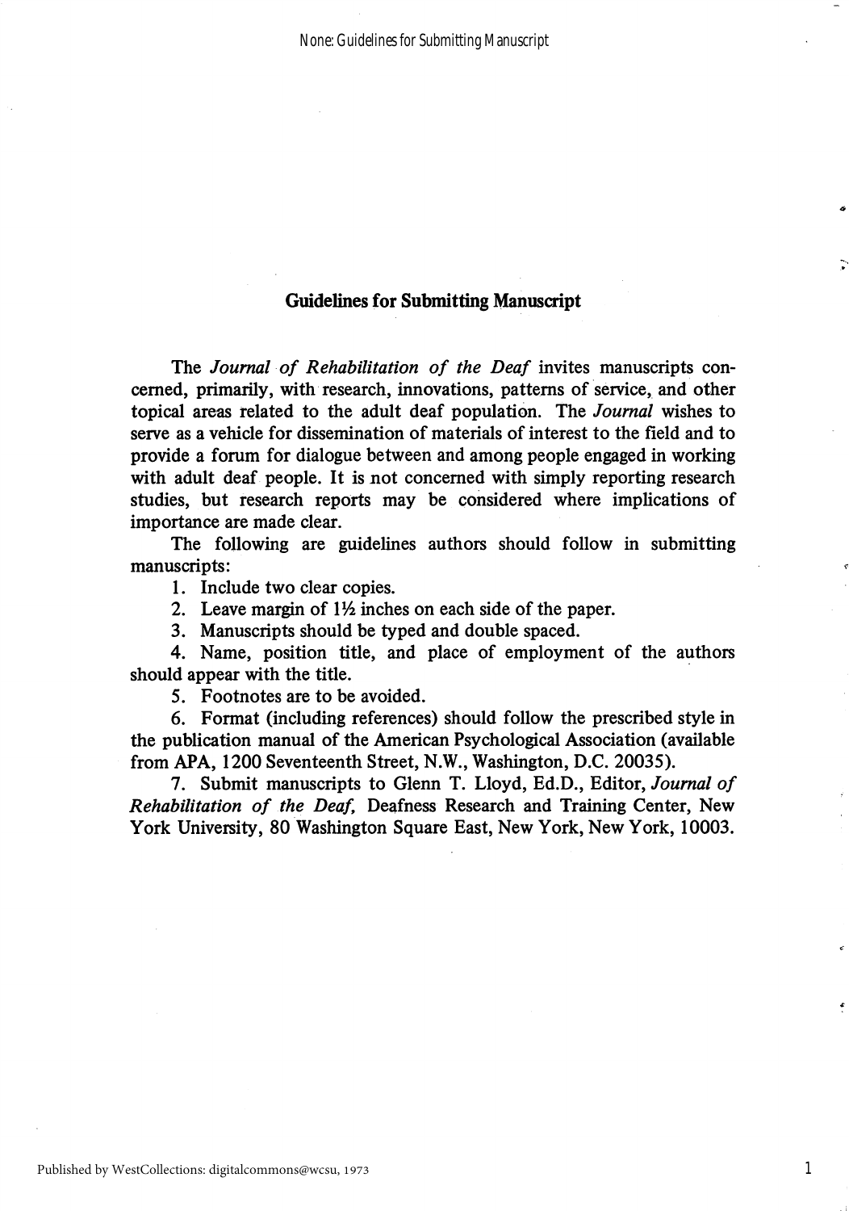## Guidelines for Submitting Manuscript

The *Journal of Rehabilitation of the Deaf* invites manuscripts concerned, primarily, with research, innovations, patterns of service, and other topical areas related to the adult deaf population. The *Journal* wishes to serve as a vehicle for dissemination of materials of interest to the field and to provide a forum for dialogue between and among people engaged in working with adult deaf people. It is not concerned with simply reporting research studies, but research reports may be considered where implications of importance are made clear.

The following are guidelines authors should follow in submitting manuscripts:

1. Include two clear copies.
2. Leave margin of 1½ inches on each side of the paper.
3. Manuscripts should be typed and double spaced.
4. Name, position title, and place of employment of the authors should appear with the title.
5. Footnotes are to be avoided.
6. Format (including references) should follow the prescribed style in the publication manual of the American Psychological Association (available from APA, 1200 Seventeenth Street, N.W., Washington, D.C. 20035).
7. Submit manuscripts to Glenn T. Lloyd, Ed.D., Editor, *Journal of Rehabilitation of the Deaf,* Deafness Research and Training Center, New York University, 80 Washington Square East, New York, New York, 10003.